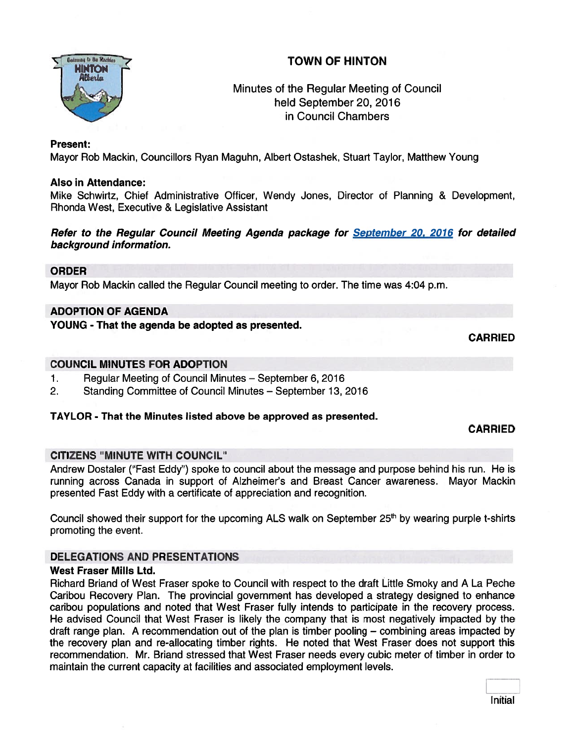# TOWN OF HINTON

Minutes of the Regular Meeting of Council
held September 20, 2016
in Council Chambers

**Present:**
Mayor Rob Mackin, Councillors Ryan Maguhn, Albert Ostashek, Stuart Taylor, Matthew Young

**Also in Attendance:**
Mike Schwirtz, Chief Administrative Officer, Wendy Jones, Director of Planning & Development, Rhonda West, Executive & Legislative Assistant

***Refer to the Regular Council Meeting Agenda package for September 20, 2016 for detailed background information.***

## ORDER

Mayor Rob Mackin called the Regular Council meeting to order. The time was 4:04 p.m.

## ADOPTION OF AGENDA

**YOUNG - That the agenda be adopted as presented.**

**CARRIED**

## COUNCIL MINUTES FOR ADOPTION

1. Regular Meeting of Council Minutes – September 6, 2016
2. Standing Committee of Council Minutes – September 13, 2016

**TAYLOR - That the Minutes listed above be approved as presented.**

**CARRIED**

## CITIZENS "MINUTE WITH COUNCIL"

Andrew Dostaler ("Fast Eddy") spoke to council about the message and purpose behind his run. He is running across Canada in support of Alzheimer's and Breast Cancer awareness. Mayor Mackin presented Fast Eddy with a certificate of appreciation and recognition.

Council showed their support for the upcoming ALS walk on September 25th by wearing purple t-shirts promoting the event.

## DELEGATIONS AND PRESENTATIONS

### West Fraser Mills Ltd.

Richard Briand of West Fraser spoke to Council with respect to the draft Little Smoky and A La Peche Caribou Recovery Plan. The provincial government has developed a strategy designed to enhance caribou populations and noted that West Fraser fully intends to participate in the recovery process. He advised Council that West Fraser is likely the company that is most negatively impacted by the draft range plan. A recommendation out of the plan is timber pooling – combining areas impacted by the recovery plan and re-allocating timber rights. He noted that West Fraser does not support this recommendation. Mr. Briand stressed that West Fraser needs every cubic meter of timber in order to maintain the current capacity at facilities and associated employment levels.

Initial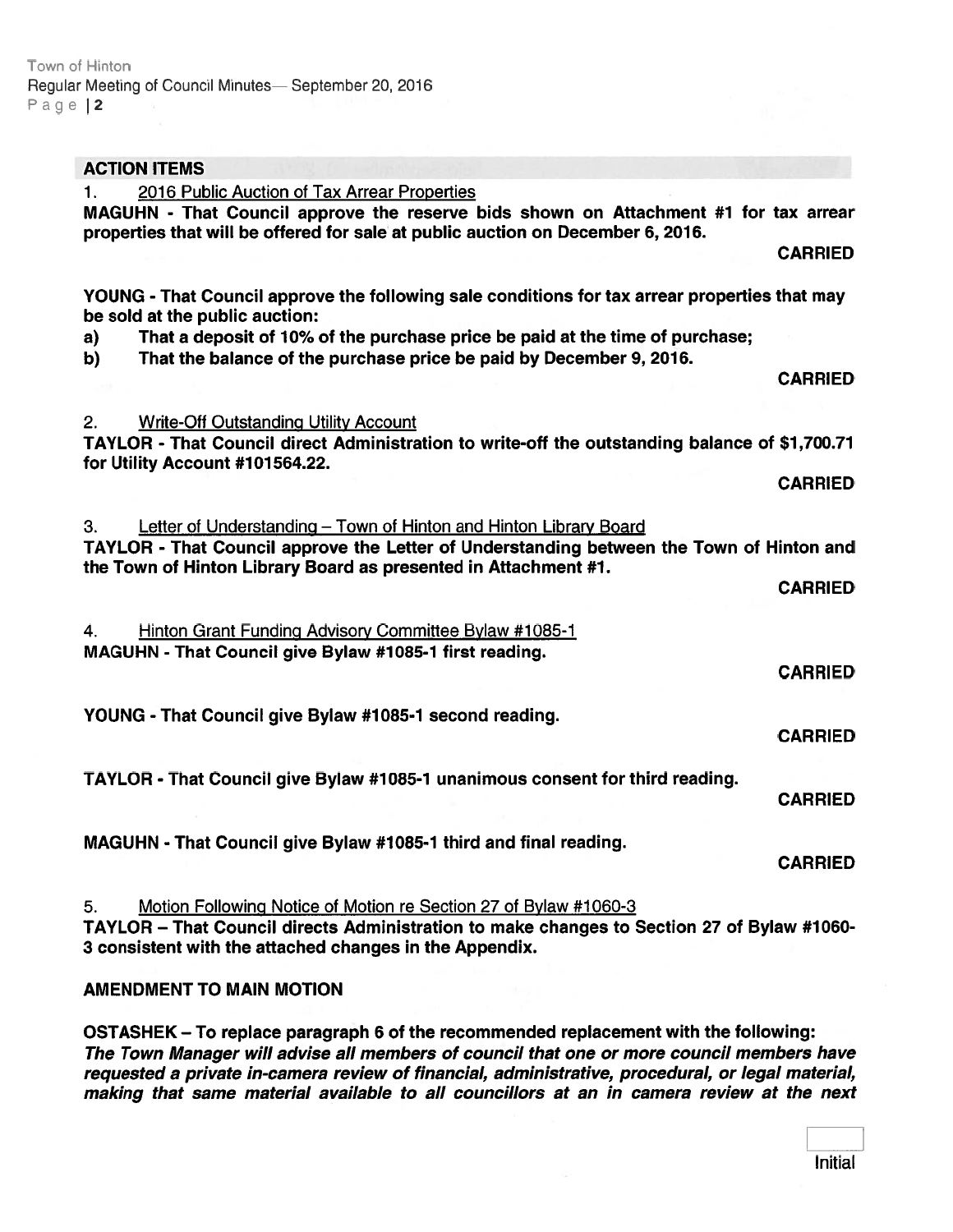## ACTION ITEMS

1. <u>2016 Public Auction of Tax Arrear Properties</u>

**MAGUHN - That Council approve the reserve bids shown on Attachment #1 for tax arrear properties that will be offered for sale at public auction on December 6, 2016.**

**CARRIED**

**YOUNG - That Council approve the following sale conditions for tax arrear properties that may be sold at the public auction:**

**a) That a deposit of 10% of the purchase price be paid at the time of purchase;**

**b) That the balance of the purchase price be paid by December 9, 2016.**

**CARRIED**

2. <u>Write-Off Outstanding Utility Account</u>

**TAYLOR - That Council direct Administration to write-off the outstanding balance of $1,700.71 for Utility Account #101564.22.**

**CARRIED**

3. <u>Letter of Understanding – Town of Hinton and Hinton Library Board</u>

**TAYLOR - That Council approve the Letter of Understanding between the Town of Hinton and the Town of Hinton Library Board as presented in Attachment #1.**

**CARRIED**

4. <u>Hinton Grant Funding Advisory Committee Bylaw #1085-1</u>

**MAGUHN - That Council give Bylaw #1085-1 first reading.**

**CARRIED**

**YOUNG - That Council give Bylaw #1085-1 second reading.**

**CARRIED**

**TAYLOR - That Council give Bylaw #1085-1 unanimous consent for third reading.**

**CARRIED**

**MAGUHN - That Council give Bylaw #1085-1 third and final reading.**

**CARRIED**

5. <u>Motion Following Notice of Motion re Section 27 of Bylaw #1060-3</u>

**TAYLOR – That Council directs Administration to make changes to Section 27 of Bylaw #1060-3 consistent with the attached changes in the Appendix.**

**AMENDMENT TO MAIN MOTION**

**OSTASHEK – To replace paragraph 6 of the recommended replacement with the following:** ***The Town Manager will advise all members of council that one or more council members have requested a private in-camera review of financial, administrative, procedural, or legal material, making that same material available to all councillors at an in camera review at the next***

Initial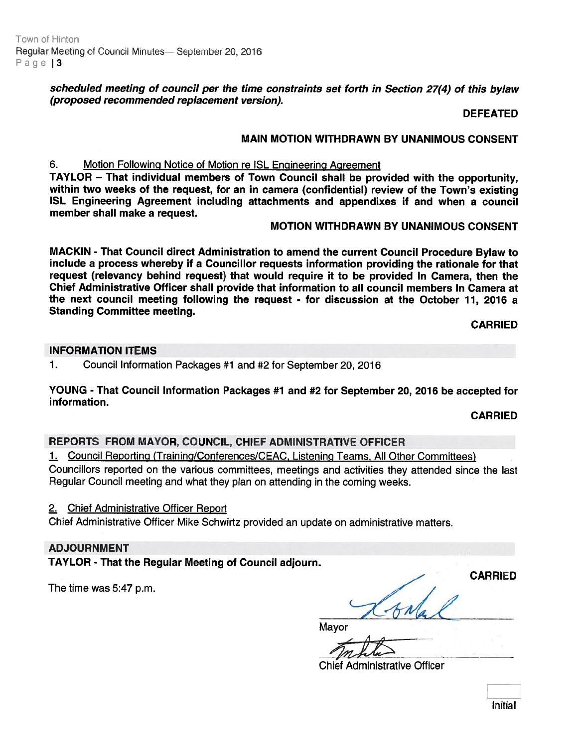***scheduled meeting of council per the time constraints set forth in Section 27(4) of this bylaw (proposed recommended replacement version).***

**DEFEATED**

**MAIN MOTION WITHDRAWN BY UNANIMOUS CONSENT**

6. Motion Following Notice of Motion re ISL Engineering Agreement

**TAYLOR – That individual members of Town Council shall be provided with the opportunity, within two weeks of the request, for an in camera (confidential) review of the Town's existing ISL Engineering Agreement including attachments and appendixes if and when a council member shall make a request.**

**MOTION WITHDRAWN BY UNANIMOUS CONSENT**

**MACKIN - That Council direct Administration to amend the current Council Procedure Bylaw to include a process whereby if a Councillor requests information providing the rationale for that request (relevancy behind request) that would require it to be provided In Camera, then the Chief Administrative Officer shall provide that information to all council members In Camera at the next council meeting following the request - for discussion at the October 11, 2016 a Standing Committee meeting.**

**CARRIED**

## INFORMATION ITEMS

1. Council Information Packages #1 and #2 for September 20, 2016

**YOUNG - That Council Information Packages #1 and #2 for September 20, 2016 be accepted for information.**

**CARRIED**

## REPORTS FROM MAYOR, COUNCIL, CHIEF ADMINISTRATIVE OFFICER

1. Council Reporting (Training/Conferences/CEAC, Listening Teams, All Other Committees)

Councillors reported on the various committees, meetings and activities they attended since the last Regular Council meeting and what they plan on attending in the coming weeks.

2. Chief Administrative Officer Report

Chief Administrative Officer Mike Schwirtz provided an update on administrative matters.

## ADJOURNMENT

**TAYLOR - That the Regular Meeting of Council adjourn.**

**CARRIED**

The time was 5:47 p.m.

Mayor

Chief Administrative Officer

Initial